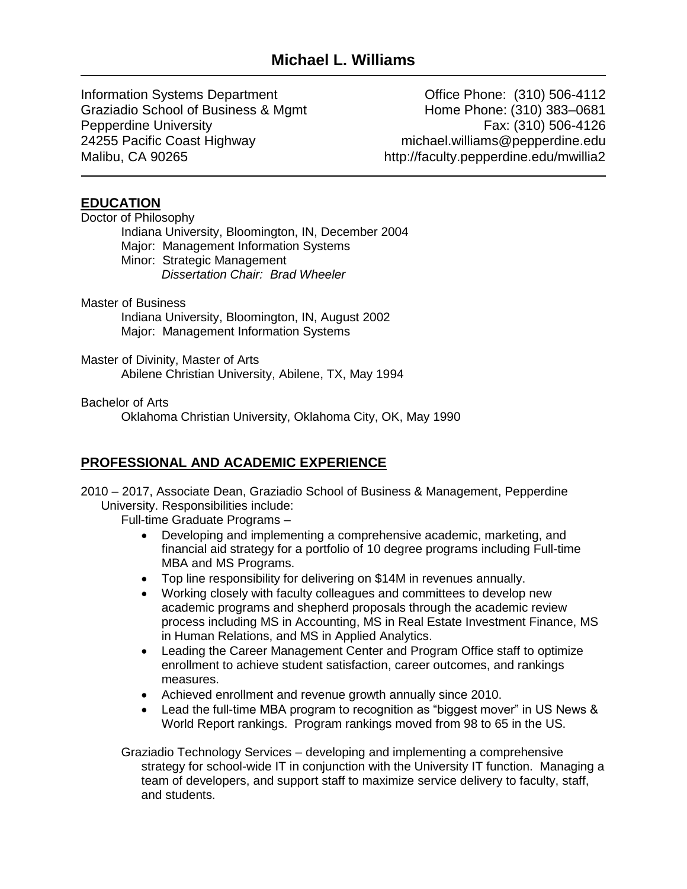# Michael L. Williams

Information Systems Department
Graziadio School of Business & Mgmt
Pepperdine University
24255 Pacific Coast Highway
Malibu, CA 90265

Office Phone: (310) 506-4112
Home Phone: (310) 383–0681
Fax: (310) 506-4126
michael.williams@pepperdine.edu
http://faculty.pepperdine.edu/mwillia2

## EDUCATION

Doctor of Philosophy
Indiana University, Bloomington, IN, December 2004
Major: Management Information Systems
Minor: Strategic Management
*Dissertation Chair: Brad Wheeler*

Master of Business
Indiana University, Bloomington, IN, August 2002
Major: Management Information Systems

Master of Divinity, Master of Arts
Abilene Christian University, Abilene, TX, May 1994

Bachelor of Arts
Oklahoma Christian University, Oklahoma City, OK, May 1990

## PROFESSIONAL AND ACADEMIC EXPERIENCE

2010 – 2017, Associate Dean, Graziadio School of Business & Management, Pepperdine University. Responsibilities include:

Full-time Graduate Programs –

- Developing and implementing a comprehensive academic, marketing, and financial aid strategy for a portfolio of 10 degree programs including Full-time MBA and MS Programs.
- Top line responsibility for delivering on $14M in revenues annually.
- Working closely with faculty colleagues and committees to develop new academic programs and shepherd proposals through the academic review process including MS in Accounting, MS in Real Estate Investment Finance, MS in Human Relations, and MS in Applied Analytics.
- Leading the Career Management Center and Program Office staff to optimize enrollment to achieve student satisfaction, career outcomes, and rankings measures.
- Achieved enrollment and revenue growth annually since 2010.
- Lead the full-time MBA program to recognition as "biggest mover" in US News & World Report rankings. Program rankings moved from 98 to 65 in the US.

Graziadio Technology Services – developing and implementing a comprehensive strategy for school-wide IT in conjunction with the University IT function. Managing a team of developers, and support staff to maximize service delivery to faculty, staff, and students.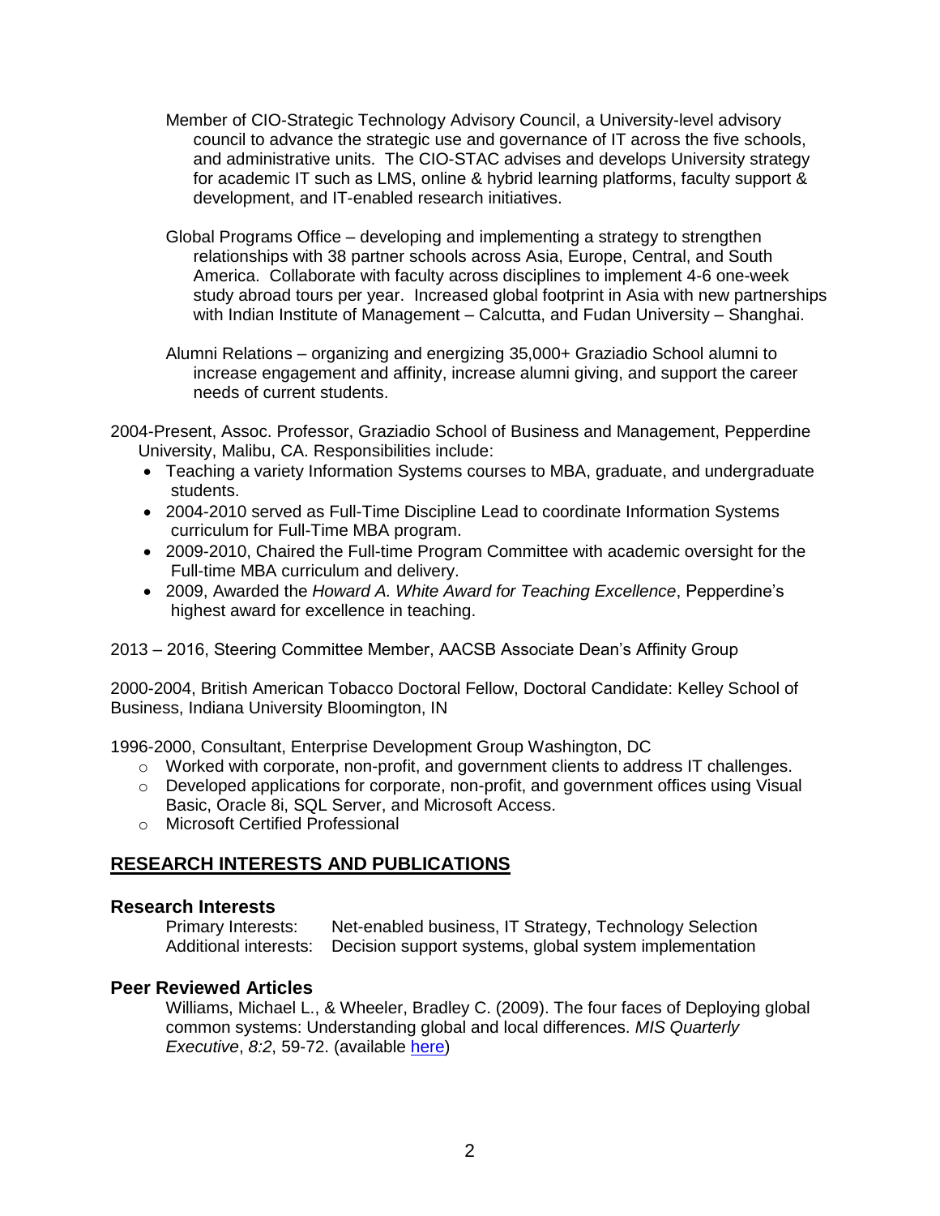Member of CIO-Strategic Technology Advisory Council, a University-level advisory council to advance the strategic use and governance of IT across the five schools, and administrative units. The CIO-STAC advises and develops University strategy for academic IT such as LMS, online & hybrid learning platforms, faculty support & development, and IT-enabled research initiatives.

Global Programs Office – developing and implementing a strategy to strengthen relationships with 38 partner schools across Asia, Europe, Central, and South America. Collaborate with faculty across disciplines to implement 4-6 one-week study abroad tours per year. Increased global footprint in Asia with new partnerships with Indian Institute of Management – Calcutta, and Fudan University – Shanghai.

Alumni Relations – organizing and energizing 35,000+ Graziadio School alumni to increase engagement and affinity, increase alumni giving, and support the career needs of current students.

2004-Present, Assoc. Professor, Graziadio School of Business and Management, Pepperdine University, Malibu, CA. Responsibilities include:

- Teaching a variety Information Systems courses to MBA, graduate, and undergraduate students.
- 2004-2010 served as Full-Time Discipline Lead to coordinate Information Systems curriculum for Full-Time MBA program.
- 2009-2010, Chaired the Full-time Program Committee with academic oversight for the Full-time MBA curriculum and delivery.
- 2009, Awarded the *Howard A. White Award for Teaching Excellence*, Pepperdine's highest award for excellence in teaching.

2013 – 2016, Steering Committee Member, AACSB Associate Dean's Affinity Group

2000-2004, British American Tobacco Doctoral Fellow, Doctoral Candidate: Kelley School of Business, Indiana University Bloomington, IN

1996-2000, Consultant, Enterprise Development Group Washington, DC

- Worked with corporate, non-profit, and government clients to address IT challenges.
- Developed applications for corporate, non-profit, and government offices using Visual Basic, Oracle 8i, SQL Server, and Microsoft Access.
- Microsoft Certified Professional

## RESEARCH INTERESTS AND PUBLICATIONS

### Research Interests

Primary Interests: Net-enabled business, IT Strategy, Technology Selection
Additional interests: Decision support systems, global system implementation

### Peer Reviewed Articles

Williams, Michael L., & Wheeler, Bradley C. (2009). The four faces of Deploying global common systems: Understanding global and local differences. *MIS Quarterly Executive*, *8:2*, 59-72. (available here)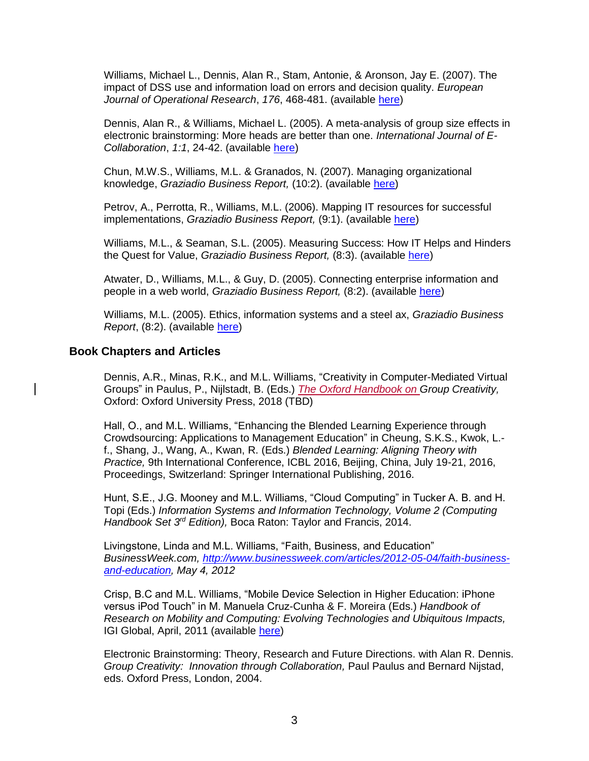Williams, Michael L., Dennis, Alan R., Stam, Antonie, & Aronson, Jay E. (2007). The impact of DSS use and information load on errors and decision quality. *European Journal of Operational Research*, *176*, 468-481. (available here)

Dennis, Alan R., & Williams, Michael L. (2005). A meta-analysis of group size effects in electronic brainstorming: More heads are better than one. *International Journal of E-Collaboration*, *1:1*, 24-42. (available here)

Chun, M.W.S., Williams, M.L. & Granados, N. (2007). Managing organizational knowledge, *Graziadio Business Report,* (10:2). (available here)

Petrov, A., Perrotta, R., Williams, M.L. (2006). Mapping IT resources for successful implementations, *Graziadio Business Report,* (9:1). (available here)

Williams, M.L., & Seaman, S.L. (2005). Measuring Success: How IT Helps and Hinders the Quest for Value, *Graziadio Business Report,* (8:3). (available here)

Atwater, D., Williams, M.L., & Guy, D. (2005). Connecting enterprise information and people in a web world, *Graziadio Business Report,* (8:2). (available here)

Williams, M.L. (2005). Ethics, information systems and a steel ax, *Graziadio Business Report*, (8:2). (available here)

## Book Chapters and Articles

Dennis, A.R., Minas, R.K., and M.L. Williams, "Creativity in Computer-Mediated Virtual Groups" in Paulus, P., Nijlstadt, B. (Eds.) *The Oxford Handbook on Group Creativity,* Oxford: Oxford University Press, 2018 (TBD)

Hall, O., and M.L. Williams, "Enhancing the Blended Learning Experience through Crowdsourcing: Applications to Management Education" in Cheung, S.K.S., Kwok, L.-f., Shang, J., Wang, A., Kwan, R. (Eds.) *Blended Learning: Aligning Theory with Practice,* 9th International Conference, ICBL 2016, Beijing, China, July 19-21, 2016, Proceedings, Switzerland: Springer International Publishing, 2016.

Hunt, S.E., J.G. Mooney and M.L. Williams, "Cloud Computing" in Tucker A. B. and H. Topi (Eds.) *Information Systems and Information Technology, Volume 2 (Computing Handbook Set 3rd Edition),* Boca Raton: Taylor and Francis, 2014.

Livingstone, Linda and M.L. Williams, "Faith, Business, and Education" *BusinessWeek.com, http://www.businessweek.com/articles/2012-05-04/faith-business-and-education, May 4, 2012*

Crisp, B.C and M.L. Williams, "Mobile Device Selection in Higher Education: iPhone versus iPod Touch" in M. Manuela Cruz-Cunha & F. Moreira (Eds.) *Handbook of Research on Mobility and Computing: Evolving Technologies and Ubiquitous Impacts,* IGI Global, April, 2011 (available here)

Electronic Brainstorming: Theory, Research and Future Directions. with Alan R. Dennis. *Group Creativity: Innovation through Collaboration,* Paul Paulus and Bernard Nijstad, eds. Oxford Press, London, 2004.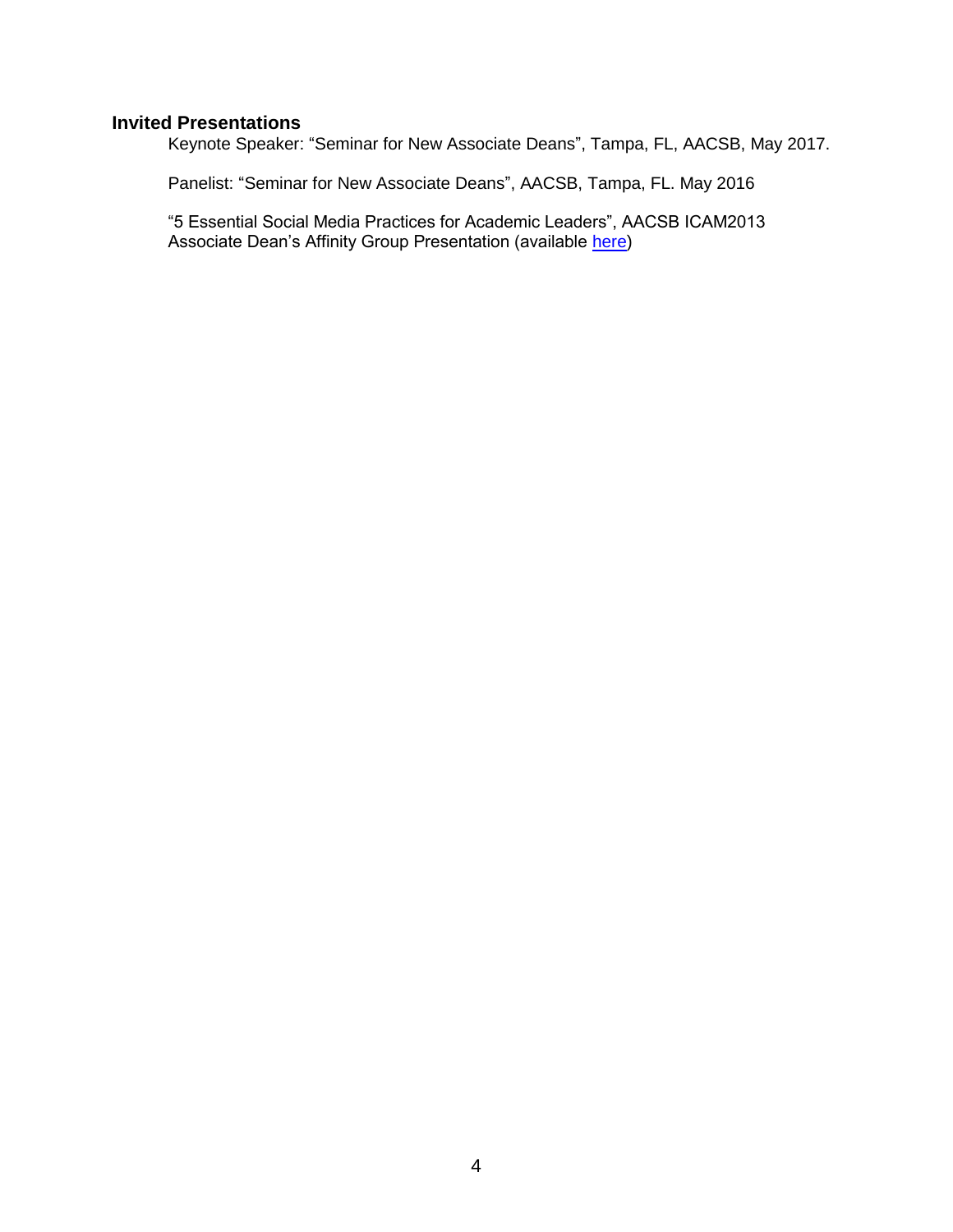### Invited Presentations

Keynote Speaker: "Seminar for New Associate Deans", Tampa, FL, AACSB, May 2017.

Panelist: "Seminar for New Associate Deans", AACSB, Tampa, FL. May 2016

"5 Essential Social Media Practices for Academic Leaders", AACSB ICAM2013 Associate Dean's Affinity Group Presentation (available here)